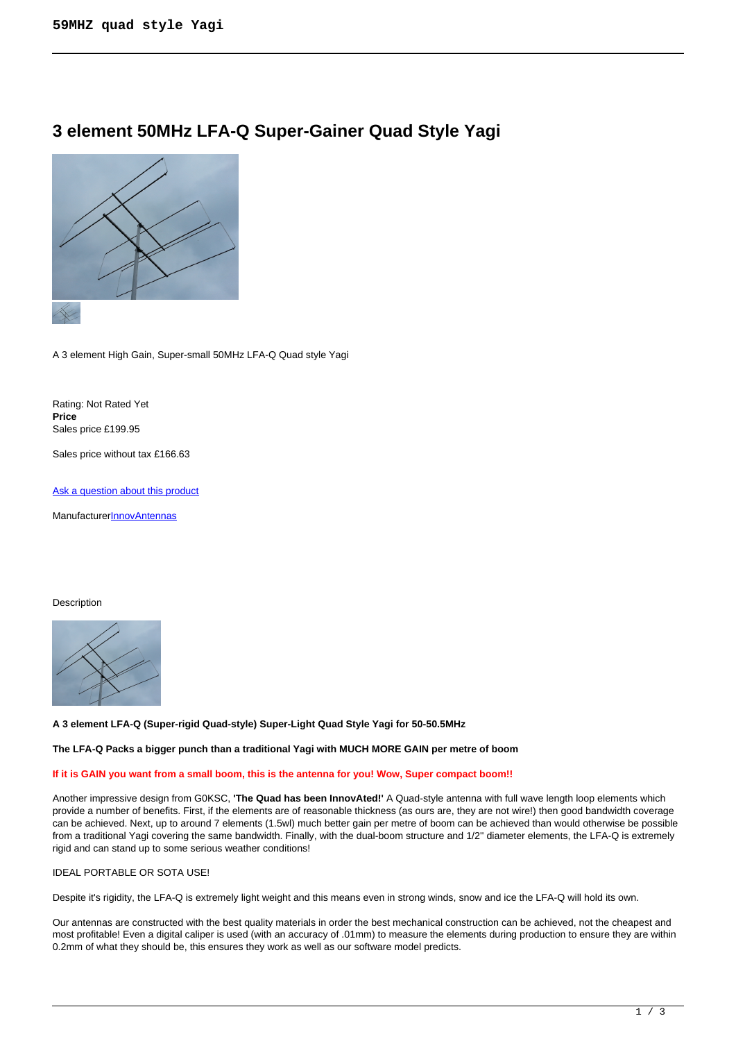# 3 element 50MHz LFA-Q Super-Gainer Quad Style Yagi

A 3 element High Gain, Super-small 50MHz LFA-Q Quad style Yagi

Rating: Not Rated Yet
**Price**
Sales price £199.95

Sales price without tax £166.63

[Ask a question about this product]

Manufacturer[InnovAntennas]

Description

**A 3 element LFA-Q (Super-rigid Quad-style) Super-Light Quad Style Yagi for 50-50.5MHz**

**The LFA-Q Packs a bigger punch than a traditional Yagi with MUCH MORE GAIN per metre of boom**

**If it is GAIN you want from a small boom, this is the antenna for you! Wow, Super compact boom!!**

Another impressive design from G0KSC, **'The Quad has been InnovAted!'** A Quad-style antenna with full wave length loop elements which provide a number of benefits. First, if the elements are of reasonable thickness (as ours are, they are not wire!) then good bandwidth coverage can be achieved. Next, up to around 7 elements (1.5wl) much better gain per metre of boom can be achieved than would otherwise be possible from a traditional Yagi covering the same bandwidth. Finally, with the dual-boom structure and 1/2'' diameter elements, the LFA-Q is extremely rigid and can stand up to some serious weather conditions!

IDEAL PORTABLE OR SOTA USE!

Despite it's rigidity, the LFA-Q is extremely light weight and this means even in strong winds, snow and ice the LFA-Q will hold its own.

Our antennas are constructed with the best quality materials in order the best mechanical construction can be achieved, not the cheapest and most profitable! Even a digital caliper is used (with an accuracy of .01mm) to measure the elements during production to ensure they are within 0.2mm of what they should be, this ensures they work as well as our software model predicts.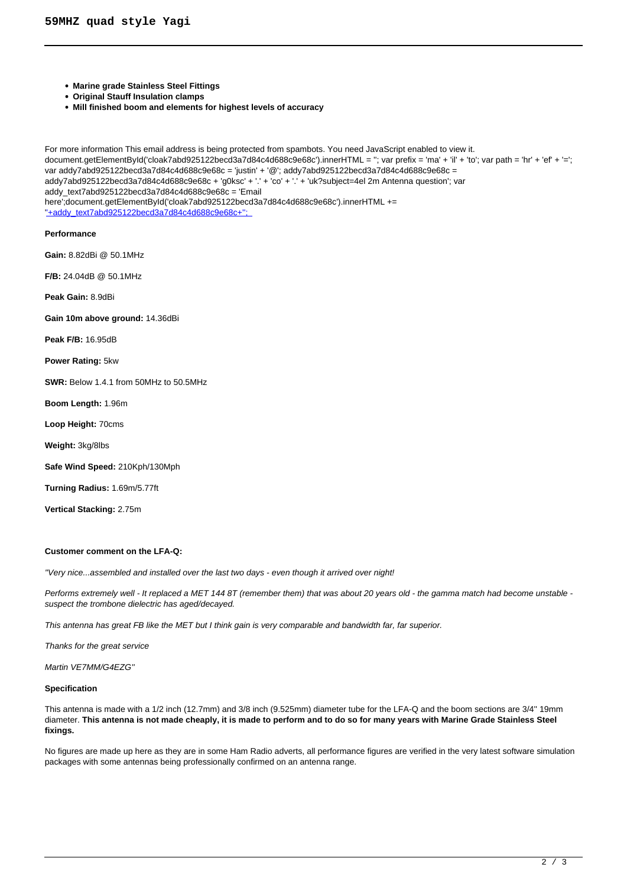# 59MHZ quad style Yagi

- **Marine grade Stainless Steel Fittings**
- **Original Stauff Insulation clamps**
- **Mill finished boom and elements for highest levels of accuracy**

For more information This email address is being protected from spambots. You need JavaScript enabled to view it.
document.getElementById('cloak7abd925122becd3a7d84c4d688c9e68c').innerHTML = ''; var prefix = 'ma' + 'il' + 'to'; var path = 'hr' + 'ef' + '='; var addy7abd925122becd3a7d84c4d688c9e68c = 'justin' + '@'; addy7abd925122becd3a7d84c4d688c9e68c = addy7abd925122becd3a7d84c4d688c9e68c + 'g0ksc' + '.' + 'co' + '.' + 'uk?subject=4el 2m Antenna question'; var addy_text7abd925122becd3a7d84c4d688c9e68c = 'Email here';document.getElementById('cloak7abd925122becd3a7d84c4d688c9e68c').innerHTML += '+addy_text7abd925122becd3a7d84c4d688c9e68c+'';

**Performance**

**Gain:** 8.82dBi @ 50.1MHz

**F/B:** 24.04dB @ 50.1MHz

**Peak Gain:** 8.9dBi

**Gain 10m above ground:** 14.36dBi

**Peak F/B:** 16.95dB

**Power Rating:** 5kw

**SWR:** Below 1.4.1 from 50MHz to 50.5MHz

**Boom Length:** 1.96m

**Loop Height:** 70cms

**Weight:** 3kg/8lbs

**Safe Wind Speed:** 210Kph/130Mph

**Turning Radius:** 1.69m/5.77ft

**Vertical Stacking:** 2.75m

**Customer comment on the LFA-Q:**

*"Very nice...assembled and installed over the last two days - even though it arrived over night!*

*Performs extremely well - It replaced a MET 144 8T (remember them) that was about 20 years old - the gamma match had become unstable - suspect the trombone dielectric has aged/decayed.*

*This antenna has great FB like the MET but I think gain is very comparable and bandwidth far, far superior.*

*Thanks for the great service*

*Martin VE7MM/G4EZG"*

**Specification**

This antenna is made with a 1/2 inch (12.7mm) and 3/8 inch (9.525mm) diameter tube for the LFA-Q and the boom sections are 3/4" 19mm diameter. **This antenna is not made cheaply, it is made to perform and to do so for many years with Marine Grade Stainless Steel fixings.**

No figures are made up here as they are in some Ham Radio adverts, all performance figures are verified in the very latest software simulation packages with some antennas being professionally confirmed on an antenna range.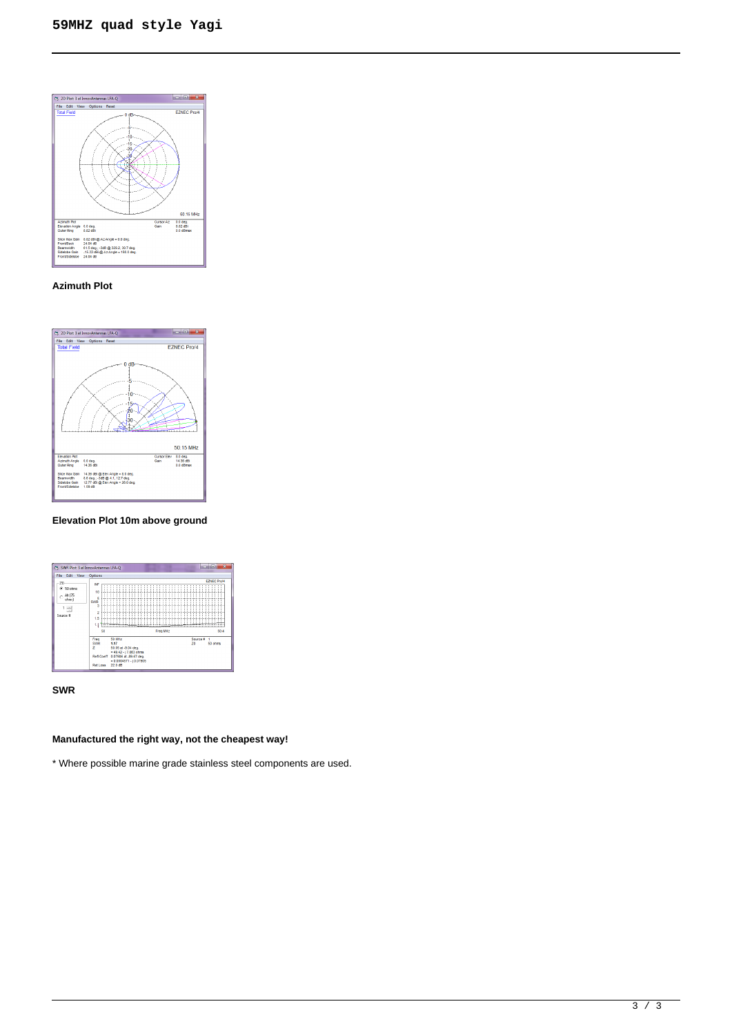# 59MHZ quad style Yagi

**Azimuth Plot**

**Elevation Plot 10m above ground**

**SWR**

**Manufactured the right way, not the cheapest way!**

* Where possible marine grade stainless steel components are used.